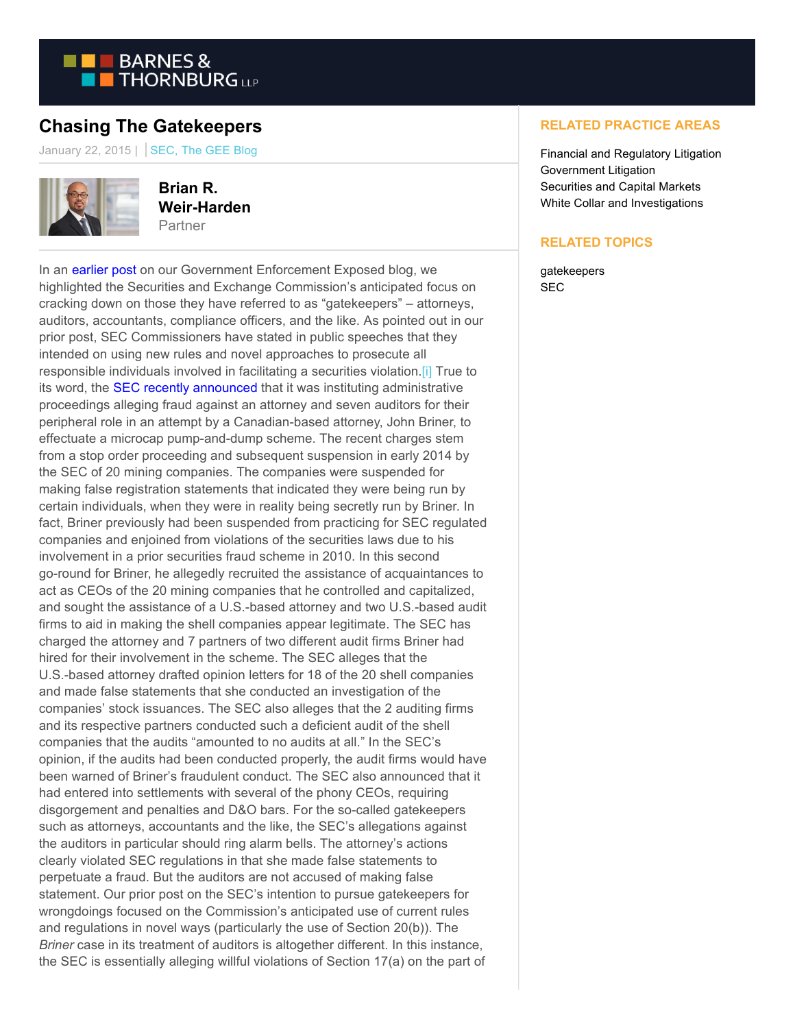# Chasing The Gatekeepers

January 22, 2015 | | SEC, The GEE Blog

**Brian R. Weir-Harden**
Partner

In an earlier post on our Government Enforcement Exposed blog, we highlighted the Securities and Exchange Commission's anticipated focus on cracking down on those they have referred to as "gatekeepers" – attorneys, auditors, accountants, compliance officers, and the like. As pointed out in our prior post, SEC Commissioners have stated in public speeches that they intended on using new rules and novel approaches to prosecute all responsible individuals involved in facilitating a securities violation.[i] True to its word, the SEC recently announced that it was instituting administrative proceedings alleging fraud against an attorney and seven auditors for their peripheral role in an attempt by a Canadian-based attorney, John Briner, to effectuate a microcap pump-and-dump scheme. The recent charges stem from a stop order proceeding and subsequent suspension in early 2014 by the SEC of 20 mining companies. The companies were suspended for making false registration statements that indicated they were being run by certain individuals, when they were in reality being secretly run by Briner. In fact, Briner previously had been suspended from practicing for SEC regulated companies and enjoined from violations of the securities laws due to his involvement in a prior securities fraud scheme in 2010. In this second go-round for Briner, he allegedly recruited the assistance of acquaintances to act as CEOs of the 20 mining companies that he controlled and capitalized, and sought the assistance of a U.S.-based attorney and two U.S.-based audit firms to aid in making the shell companies appear legitimate. The SEC has charged the attorney and 7 partners of two different audit firms Briner had hired for their involvement in the scheme. The SEC alleges that the U.S.-based attorney drafted opinion letters for 18 of the 20 shell companies and made false statements that she conducted an investigation of the companies' stock issuances. The SEC also alleges that the 2 auditing firms and its respective partners conducted such a deficient audit of the shell companies that the audits "amounted to no audits at all." In the SEC's opinion, if the audits had been conducted properly, the audit firms would have been warned of Briner's fraudulent conduct. The SEC also announced that it had entered into settlements with several of the phony CEOs, requiring disgorgement and penalties and D&O bars. For the so-called gatekeepers such as attorneys, accountants and the like, the SEC's allegations against the auditors in particular should ring alarm bells. The attorney's actions clearly violated SEC regulations in that she made false statements to perpetuate a fraud. But the auditors are not accused of making false statement. Our prior post on the SEC's intention to pursue gatekeepers for wrongdoings focused on the Commission's anticipated use of current rules and regulations in novel ways (particularly the use of Section 20(b)). The *Briner* case in its treatment of auditors is altogether different. In this instance, the SEC is essentially alleging willful violations of Section 17(a) on the part of

**RELATED PRACTICE AREAS**

Financial and Regulatory Litigation
Government Litigation
Securities and Capital Markets
White Collar and Investigations

**RELATED TOPICS**

gatekeepers
SEC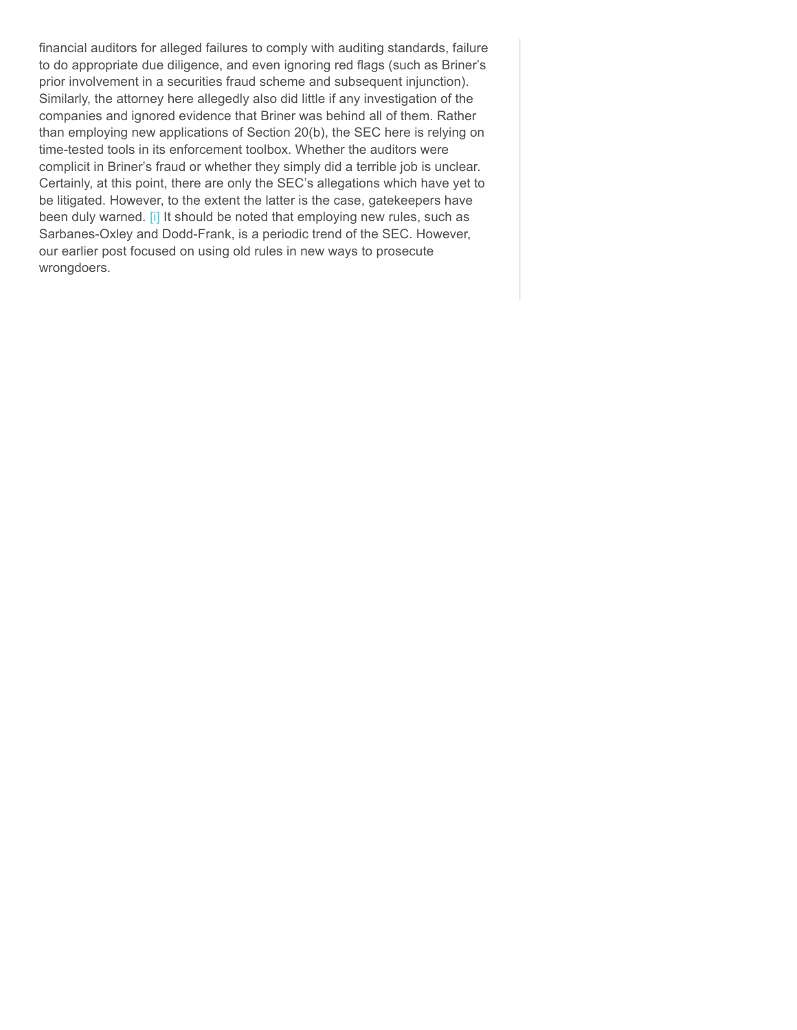financial auditors for alleged failures to comply with auditing standards, failure to do appropriate due diligence, and even ignoring red flags (such as Briner's prior involvement in a securities fraud scheme and subsequent injunction). Similarly, the attorney here allegedly also did little if any investigation of the companies and ignored evidence that Briner was behind all of them. Rather than employing new applications of Section 20(b), the SEC here is relying on time-tested tools in its enforcement toolbox. Whether the auditors were complicit in Briner's fraud or whether they simply did a terrible job is unclear. Certainly, at this point, there are only the SEC's allegations which have yet to be litigated. However, to the extent the latter is the case, gatekeepers have been duly warned. [i] It should be noted that employing new rules, such as Sarbanes-Oxley and Dodd-Frank, is a periodic trend of the SEC. However, our earlier post focused on using old rules in new ways to prosecute wrongdoers.